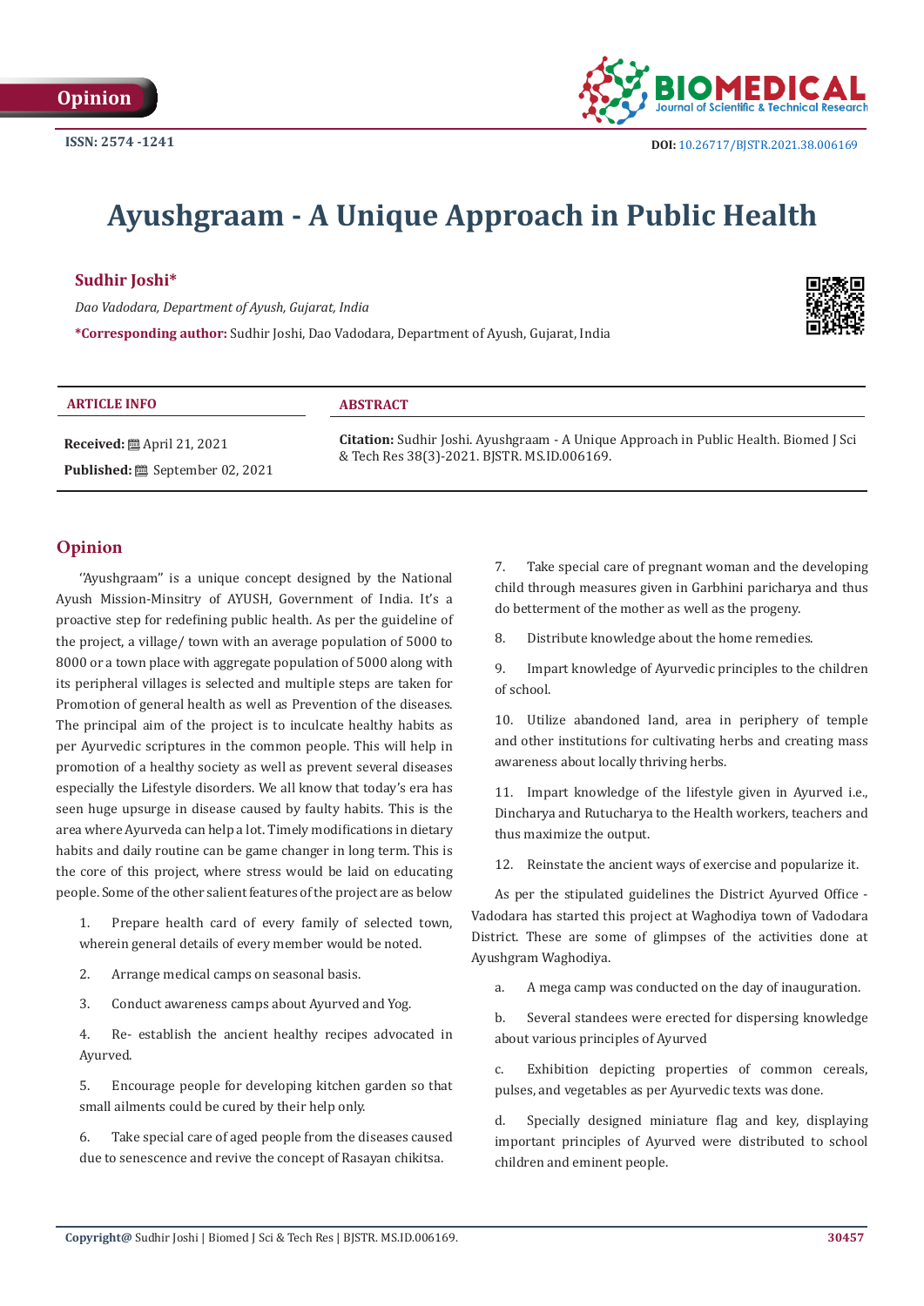Opinion

ISSN: 2574 -1241

DOI: 10.26717/BJSTR.2021.38.006169

# Ayushgraam - A Unique Approach in Public Health

**Sudhir Joshi***

*Dao Vadodara, Department of Ayush, Gujarat, India*

***Corresponding author:** Sudhir Joshi, Dao Vadodara, Department of Ayush, Gujarat, India

**ARTICLE INFO**

**Received:** April 21, 2021

**Published:** September 02, 2021

**ABSTRACT**

**Citation:** Sudhir Joshi. Ayushgraam - A Unique Approach in Public Health. Biomed J Sci & Tech Res 38(3)-2021. BJSTR. MS.ID.006169.

## Opinion

''Ayushgraam'' is a unique concept designed by the National Ayush Mission-Minsitry of AYUSH, Government of India. It's a proactive step for redefining public health. As per the guideline of the project, a village/ town with an average population of 5000 to 8000 or a town place with aggregate population of 5000 along with its peripheral villages is selected and multiple steps are taken for Promotion of general health as well as Prevention of the diseases. The principal aim of the project is to inculcate healthy habits as per Ayurvedic scriptures in the common people. This will help in promotion of a healthy society as well as prevent several diseases especially the Lifestyle disorders. We all know that today's era has seen huge upsurge in disease caused by faulty habits. This is the area where Ayurveda can help a lot. Timely modifications in dietary habits and daily routine can be game changer in long term. This is the core of this project, where stress would be laid on educating people. Some of the other salient features of the project are as below

1. Prepare health card of every family of selected town, wherein general details of every member would be noted.
2. Arrange medical camps on seasonal basis.
3. Conduct awareness camps about Ayurved and Yog.
4. Re- establish the ancient healthy recipes advocated in Ayurved.
5. Encourage people for developing kitchen garden so that small ailments could be cured by their help only.
6. Take special care of aged people from the diseases caused due to senescence and revive the concept of Rasayan chikitsa.
7. Take special care of pregnant woman and the developing child through measures given in Garbhini paricharya and thus do betterment of the mother as well as the progeny.
8. Distribute knowledge about the home remedies.
9. Impart knowledge of Ayurvedic principles to the children of school.
10. Utilize abandoned land, area in periphery of temple and other institutions for cultivating herbs and creating mass awareness about locally thriving herbs.
11. Impart knowledge of the lifestyle given in Ayurved i.e., Dincharya and Rutucharya to the Health workers, teachers and thus maximize the output.
12. Reinstate the ancient ways of exercise and popularize it.

As per the stipulated guidelines the District Ayurved Office - Vadodara has started this project at Waghodiya town of Vadodara District. These are some of glimpses of the activities done at Ayushgram Waghodiya.

a. A mega camp was conducted on the day of inauguration.

b. Several standees were erected for dispersing knowledge about various principles of Ayurved

c. Exhibition depicting properties of common cereals, pulses, and vegetables as per Ayurvedic texts was done.

d. Specially designed miniature flag and key, displaying important principles of Ayurved were distributed to school children and eminent people.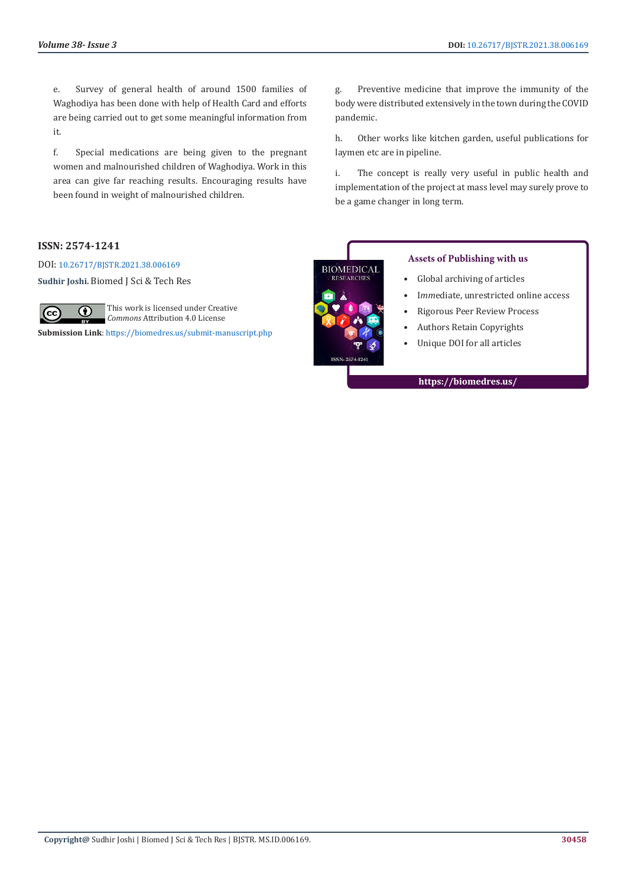e. Survey of general health of around 1500 families of Waghodiya has been done with help of Health Card and efforts are being carried out to get some meaningful information from it.

f. Special medications are being given to the pregnant women and malnourished children of Waghodiya. Work in this area can give far reaching results. Encouraging results have been found in weight of malnourished children.

g. Preventive medicine that improve the immunity of the body were distributed extensively in the town during the COVID pandemic.

h. Other works like kitchen garden, useful publications for laymen etc are in pipeline.

i. The concept is really very useful in public health and implementation of the project at mass level may surely prove to be a game changer in long term.

**ISSN: 2574-1241**

DOI: 10.26717/BJSTR.2021.38.006169

**Sudhir Joshi.** Biomed J Sci & Tech Res

This work is licensed under Creative *Commons* Attribution 4.0 License

**Submission Link**: https://biomedres.us/submit-manuscript.php

**Assets of Publishing with us**

- Global archiving of articles
- Immediate, unrestricted online access
- Rigorous Peer Review Process
- Authors Retain Copyrights
- Unique DOI for all articles

**https://biomedres.us/**